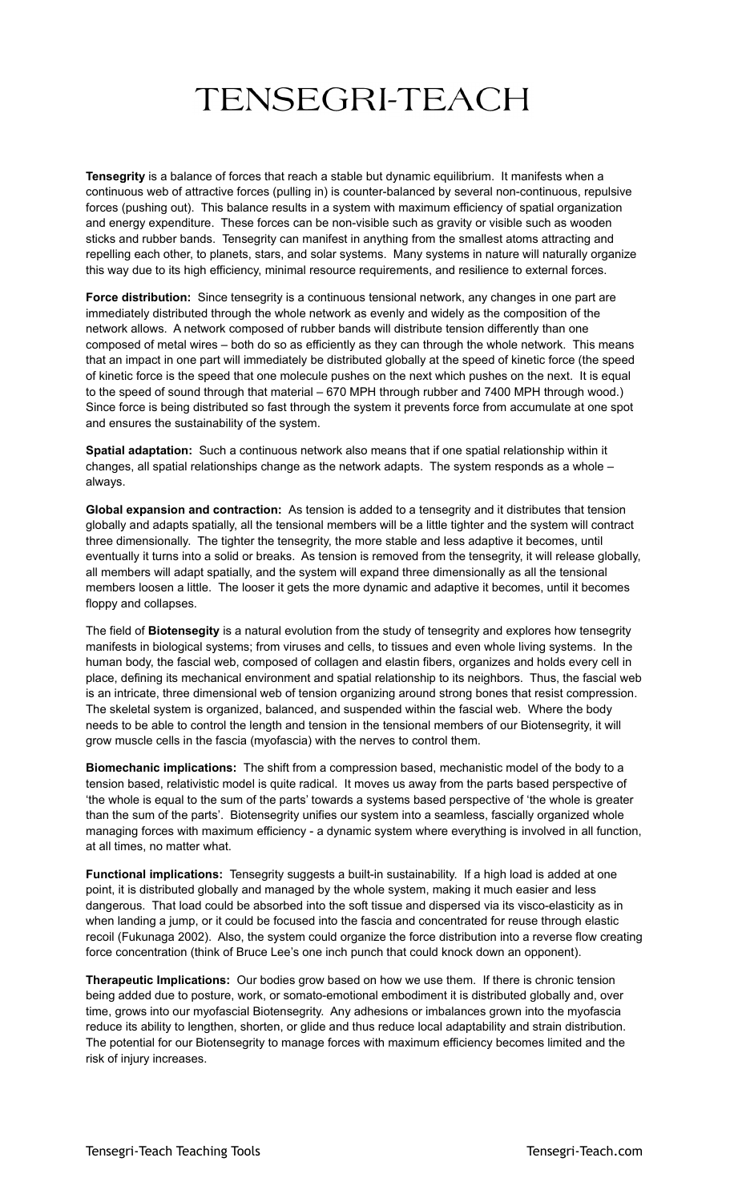# TENSEGRI-TEACH

**Tensegrity** is a balance of forces that reach a stable but dynamic equilibrium. It manifests when a continuous web of attractive forces (pulling in) is counter-balanced by several non-continuous, repulsive forces (pushing out). This balance results in a system with maximum efficiency of spatial organization and energy expenditure. These forces can be non-visible such as gravity or visible such as wooden sticks and rubber bands. Tensegrity can manifest in anything from the smallest atoms attracting and repelling each other, to planets, stars, and solar systems. Many systems in nature will naturally organize this way due to its high efficiency, minimal resource requirements, and resilience to external forces.

**Force distribution:** Since tensegrity is a continuous tensional network, any changes in one part are immediately distributed through the whole network as evenly and widely as the composition of the network allows. A network composed of rubber bands will distribute tension differently than one composed of metal wires – both do so as efficiently as they can through the whole network. This means that an impact in one part will immediately be distributed globally at the speed of kinetic force (the speed of kinetic force is the speed that one molecule pushes on the next which pushes on the next. It is equal to the speed of sound through that material – 670 MPH through rubber and 7400 MPH through wood.) Since force is being distributed so fast through the system it prevents force from accumulate at one spot and ensures the sustainability of the system.

**Spatial adaptation:** Such a continuous network also means that if one spatial relationship within it changes, all spatial relationships change as the network adapts. The system responds as a whole – always.

**Global expansion and contraction:** As tension is added to a tensegrity and it distributes that tension globally and adapts spatially, all the tensional members will be a little tighter and the system will contract three dimensionally. The tighter the tensegrity, the more stable and less adaptive it becomes, until eventually it turns into a solid or breaks. As tension is removed from the tensegrity, it will release globally, all members will adapt spatially, and the system will expand three dimensionally as all the tensional members loosen a little. The looser it gets the more dynamic and adaptive it becomes, until it becomes floppy and collapses.

The field of **Biotensegity** is a natural evolution from the study of tensegrity and explores how tensegrity manifests in biological systems; from viruses and cells, to tissues and even whole living systems. In the human body, the fascial web, composed of collagen and elastin fibers, organizes and holds every cell in place, defining its mechanical environment and spatial relationship to its neighbors. Thus, the fascial web is an intricate, three dimensional web of tension organizing around strong bones that resist compression. The skeletal system is organized, balanced, and suspended within the fascial web. Where the body needs to be able to control the length and tension in the tensional members of our Biotensegrity, it will grow muscle cells in the fascia (myofascia) with the nerves to control them.

**Biomechanic implications:** The shift from a compression based, mechanistic model of the body to a tension based, relativistic model is quite radical. It moves us away from the parts based perspective of 'the whole is equal to the sum of the parts' towards a systems based perspective of 'the whole is greater than the sum of the parts'. Biotensegrity unifies our system into a seamless, fascially organized whole managing forces with maximum efficiency - a dynamic system where everything is involved in all function, at all times, no matter what.

**Functional implications:** Tensegrity suggests a built-in sustainability. If a high load is added at one point, it is distributed globally and managed by the whole system, making it much easier and less dangerous. That load could be absorbed into the soft tissue and dispersed via its visco-elasticity as in when landing a jump, or it could be focused into the fascia and concentrated for reuse through elastic recoil (Fukunaga 2002). Also, the system could organize the force distribution into a reverse flow creating force concentration (think of Bruce Lee's one inch punch that could knock down an opponent).

**Therapeutic Implications:** Our bodies grow based on how we use them. If there is chronic tension being added due to posture, work, or somato-emotional embodiment it is distributed globally and, over time, grows into our myofascial Biotensegrity. Any adhesions or imbalances grown into the myofascia reduce its ability to lengthen, shorten, or glide and thus reduce local adaptability and strain distribution. The potential for our Biotensegrity to manage forces with maximum efficiency becomes limited and the risk of injury increases.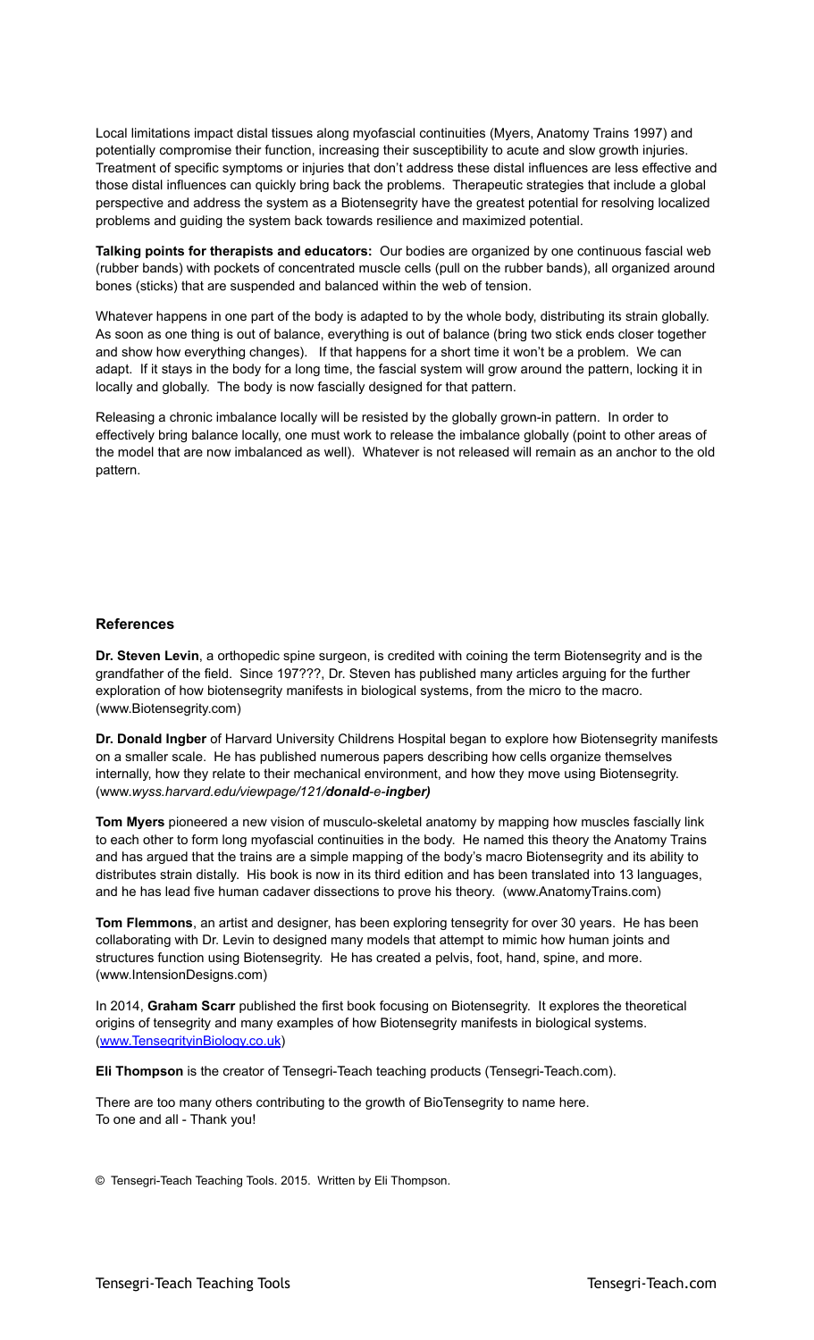Local limitations impact distal tissues along myofascial continuities (Myers, Anatomy Trains 1997) and potentially compromise their function, increasing their susceptibility to acute and slow growth injuries. Treatment of specific symptoms or injuries that don't address these distal influences are less effective and those distal influences can quickly bring back the problems. Therapeutic strategies that include a global perspective and address the system as a Biotensegrity have the greatest potential for resolving localized problems and guiding the system back towards resilience and maximized potential.

**Talking points for therapists and educators:** Our bodies are organized by one continuous fascial web (rubber bands) with pockets of concentrated muscle cells (pull on the rubber bands), all organized around bones (sticks) that are suspended and balanced within the web of tension.

Whatever happens in one part of the body is adapted to by the whole body, distributing its strain globally. As soon as one thing is out of balance, everything is out of balance (bring two stick ends closer together and show how everything changes). If that happens for a short time it won't be a problem. We can adapt. If it stays in the body for a long time, the fascial system will grow around the pattern, locking it in locally and globally. The body is now fascially designed for that pattern.

Releasing a chronic imbalance locally will be resisted by the globally grown-in pattern. In order to effectively bring balance locally, one must work to release the imbalance globally (point to other areas of the model that are now imbalanced as well). Whatever is not released will remain as an anchor to the old pattern.

### References

**Dr. Steven Levin**, a orthopedic spine surgeon, is credited with coining the term Biotensegrity and is the grandfather of the field. Since 197???, Dr. Steven has published many articles arguing for the further exploration of how biotensegrity manifests in biological systems, from the micro to the macro. (www.Biotensegrity.com)

**Dr. Donald Ingber** of Harvard University Childrens Hospital began to explore how Biotensegrity manifests on a smaller scale. He has published numerous papers describing how cells organize themselves internally, how they relate to their mechanical environment, and how they move using Biotensegrity. (www.*wyss.harvard.edu/viewpage/121/**donald**-e-**ingber**)*

**Tom Myers** pioneered a new vision of musculo-skeletal anatomy by mapping how muscles fascially link to each other to form long myofascial continuities in the body. He named this theory the Anatomy Trains and has argued that the trains are a simple mapping of the body's macro Biotensegrity and its ability to distributes strain distally. His book is now in its third edition and has been translated into 13 languages, and he has lead five human cadaver dissections to prove his theory. (www.AnatomyTrains.com)

**Tom Flemmons**, an artist and designer, has been exploring tensegrity for over 30 years. He has been collaborating with Dr. Levin to designed many models that attempt to mimic how human joints and structures function using Biotensegrity. He has created a pelvis, foot, hand, spine, and more. (www.IntensionDesigns.com)

In 2014, **Graham Scarr** published the first book focusing on Biotensegrity. It explores the theoretical origins of tensegrity and many examples of how Biotensegrity manifests in biological systems. (www.TensegrityinBiology.co.uk)

**Eli Thompson** is the creator of Tensegri-Teach teaching products (Tensegri-Teach.com).

There are too many others contributing to the growth of BioTensegrity to name here.
To one and all - Thank you!

© Tensegri-Teach Teaching Tools. 2015. Written by Eli Thompson.